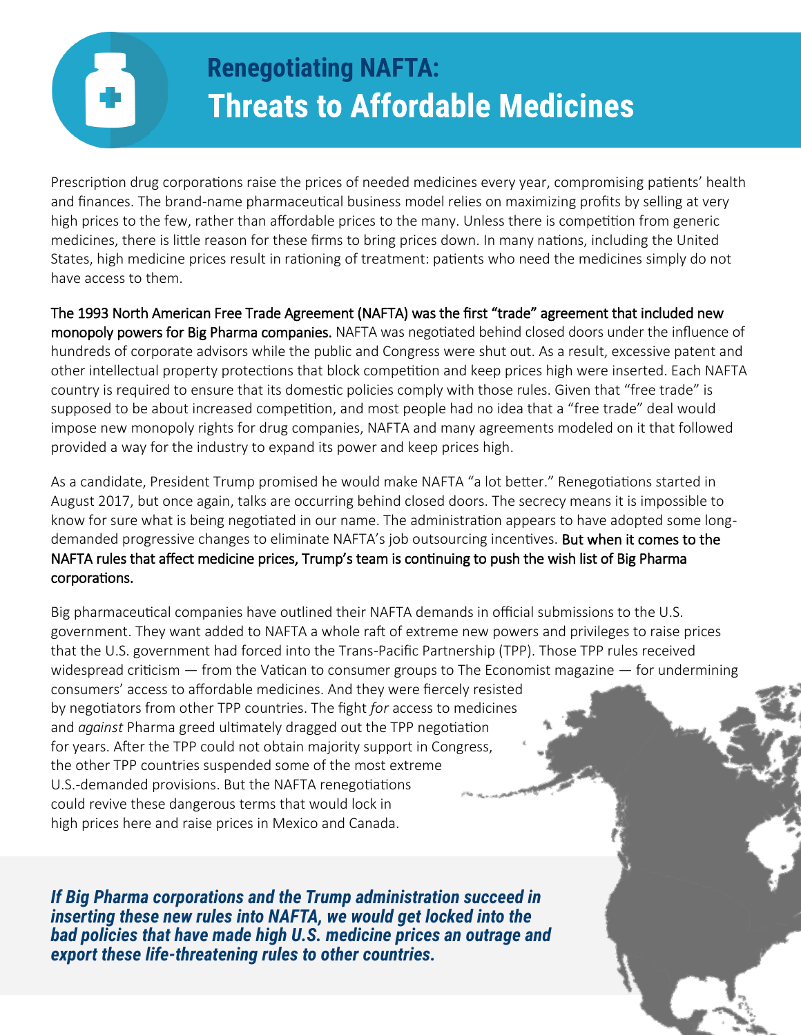# Renegotiating NAFTA:
# Threats to Affordable Medicines

Prescription drug corporations raise the prices of needed medicines every year, compromising patients' health and finances. The brand-name pharmaceutical business model relies on maximizing profits by selling at very high prices to the few, rather than affordable prices to the many. Unless there is competition from generic medicines, there is little reason for these firms to bring prices down. In many nations, including the United States, high medicine prices result in rationing of treatment: patients who need the medicines simply do not have access to them.

**The 1993 North American Free Trade Agreement (NAFTA) was the first "trade" agreement that included new monopoly powers for Big Pharma companies.** NAFTA was negotiated behind closed doors under the influence of hundreds of corporate advisors while the public and Congress were shut out. As a result, excessive patent and other intellectual property protections that block competition and keep prices high were inserted. Each NAFTA country is required to ensure that its domestic policies comply with those rules. Given that "free trade" is supposed to be about increased competition, and most people had no idea that a "free trade" deal would impose new monopoly rights for drug companies, NAFTA and many agreements modeled on it that followed provided a way for the industry to expand its power and keep prices high.

As a candidate, President Trump promised he would make NAFTA "a lot better." Renegotiations started in August 2017, but once again, talks are occurring behind closed doors. The secrecy means it is impossible to know for sure what is being negotiated in our name. The administration appears to have adopted some long-demanded progressive changes to eliminate NAFTA's job outsourcing incentives. **But when it comes to the NAFTA rules that affect medicine prices, Trump's team is continuing to push the wish list of Big Pharma corporations.**

Big pharmaceutical companies have outlined their NAFTA demands in official submissions to the U.S. government. They want added to NAFTA a whole raft of extreme new powers and privileges to raise prices that the U.S. government had forced into the Trans-Pacific Partnership (TPP). Those TPP rules received widespread criticism — from the Vatican to consumer groups to The Economist magazine — for undermining consumers' access to affordable medicines. And they were fiercely resisted by negotiators from other TPP countries. The fight *for* access to medicines and *against* Pharma greed ultimately dragged out the TPP negotiation for years. After the TPP could not obtain majority support in Congress, the other TPP countries suspended some of the most extreme U.S.-demanded provisions. But the NAFTA renegotiations could revive these dangerous terms that would lock in high prices here and raise prices in Mexico and Canada.

***If Big Pharma corporations and the Trump administration succeed in inserting these new rules into NAFTA, we would get locked into the bad policies that have made high U.S. medicine prices an outrage and export these life-threatening rules to other countries.***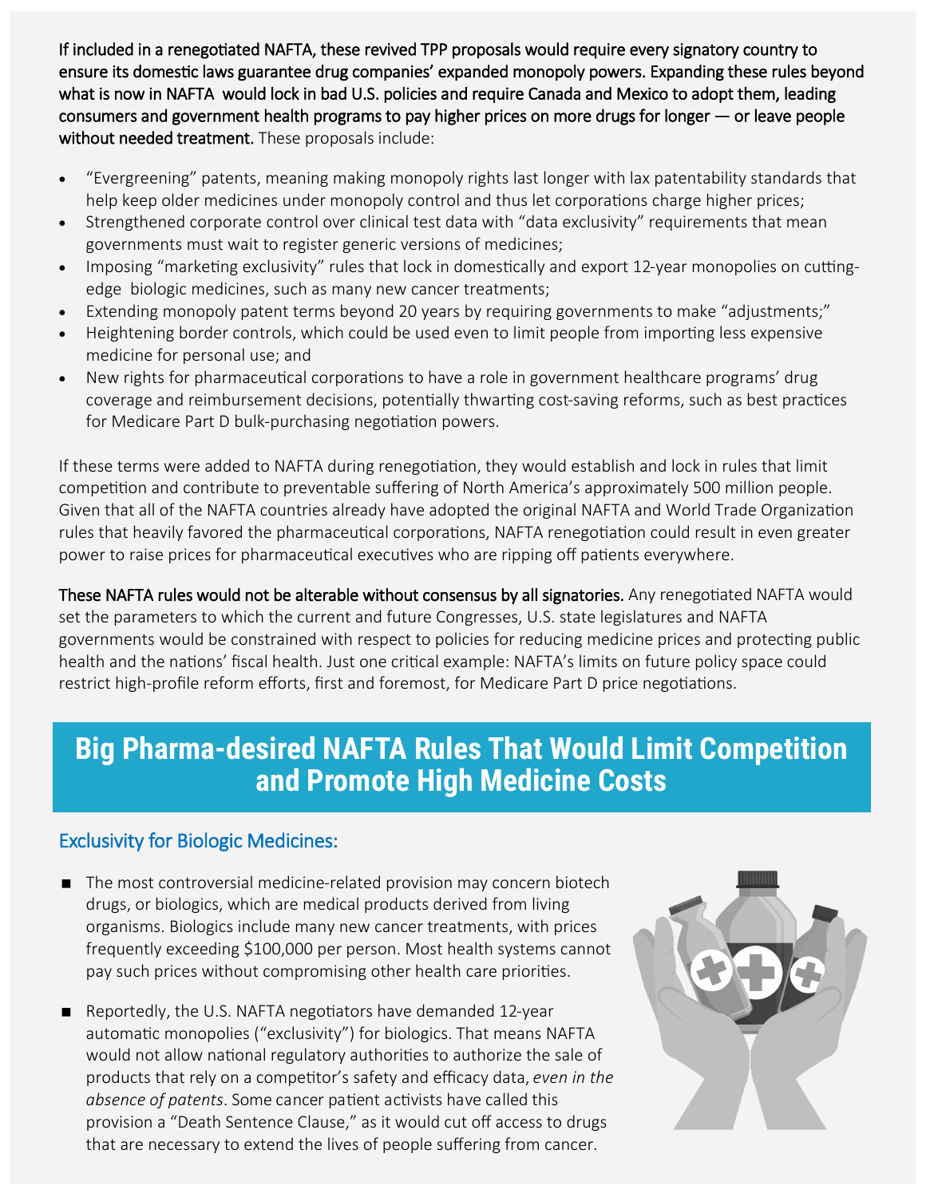**If included in a renegotiated NAFTA, these revived TPP proposals would require every signatory country to ensure its domestic laws guarantee drug companies' expanded monopoly powers. Expanding these rules beyond what is now in NAFTA would lock in bad U.S. policies and require Canada and Mexico to adopt them, leading consumers and government health programs to pay higher prices on more drugs for longer — or leave people without needed treatment.** These proposals include:

- "Evergreening" patents, meaning making monopoly rights last longer with lax patentability standards that help keep older medicines under monopoly control and thus let corporations charge higher prices;
- Strengthened corporate control over clinical test data with "data exclusivity" requirements that mean governments must wait to register generic versions of medicines;
- Imposing "marketing exclusivity" rules that lock in domestically and export 12-year monopolies on cutting-edge biologic medicines, such as many new cancer treatments;
- Extending monopoly patent terms beyond 20 years by requiring governments to make "adjustments;"
- Heightening border controls, which could be used even to limit people from importing less expensive medicine for personal use; and
- New rights for pharmaceutical corporations to have a role in government healthcare programs' drug coverage and reimbursement decisions, potentially thwarting cost-saving reforms, such as best practices for Medicare Part D bulk-purchasing negotiation powers.

If these terms were added to NAFTA during renegotiation, they would establish and lock in rules that limit competition and contribute to preventable suffering of North America's approximately 500 million people. Given that all of the NAFTA countries already have adopted the original NAFTA and World Trade Organization rules that heavily favored the pharmaceutical corporations, NAFTA renegotiation could result in even greater power to raise prices for pharmaceutical executives who are ripping off patients everywhere.

**These NAFTA rules would not be alterable without consensus by all signatories.** Any renegotiated NAFTA would set the parameters to which the current and future Congresses, U.S. state legislatures and NAFTA governments would be constrained with respect to policies for reducing medicine prices and protecting public health and the nations' fiscal health. Just one critical example: NAFTA's limits on future policy space could restrict high-profile reform efforts, first and foremost, for Medicare Part D price negotiations.

## Big Pharma-desired NAFTA Rules That Would Limit Competition and Promote High Medicine Costs

### Exclusivity for Biologic Medicines:

- The most controversial medicine-related provision may concern biotech drugs, or biologics, which are medical products derived from living organisms. Biologics include many new cancer treatments, with prices frequently exceeding $100,000 per person. Most health systems cannot pay such prices without compromising other health care priorities.
- Reportedly, the U.S. NAFTA negotiators have demanded 12-year automatic monopolies ("exclusivity") for biologics. That means NAFTA would not allow national regulatory authorities to authorize the sale of products that rely on a competitor's safety and efficacy data, *even in the absence of patents*. Some cancer patient activists have called this provision a "Death Sentence Clause," as it would cut off access to drugs that are necessary to extend the lives of people suffering from cancer.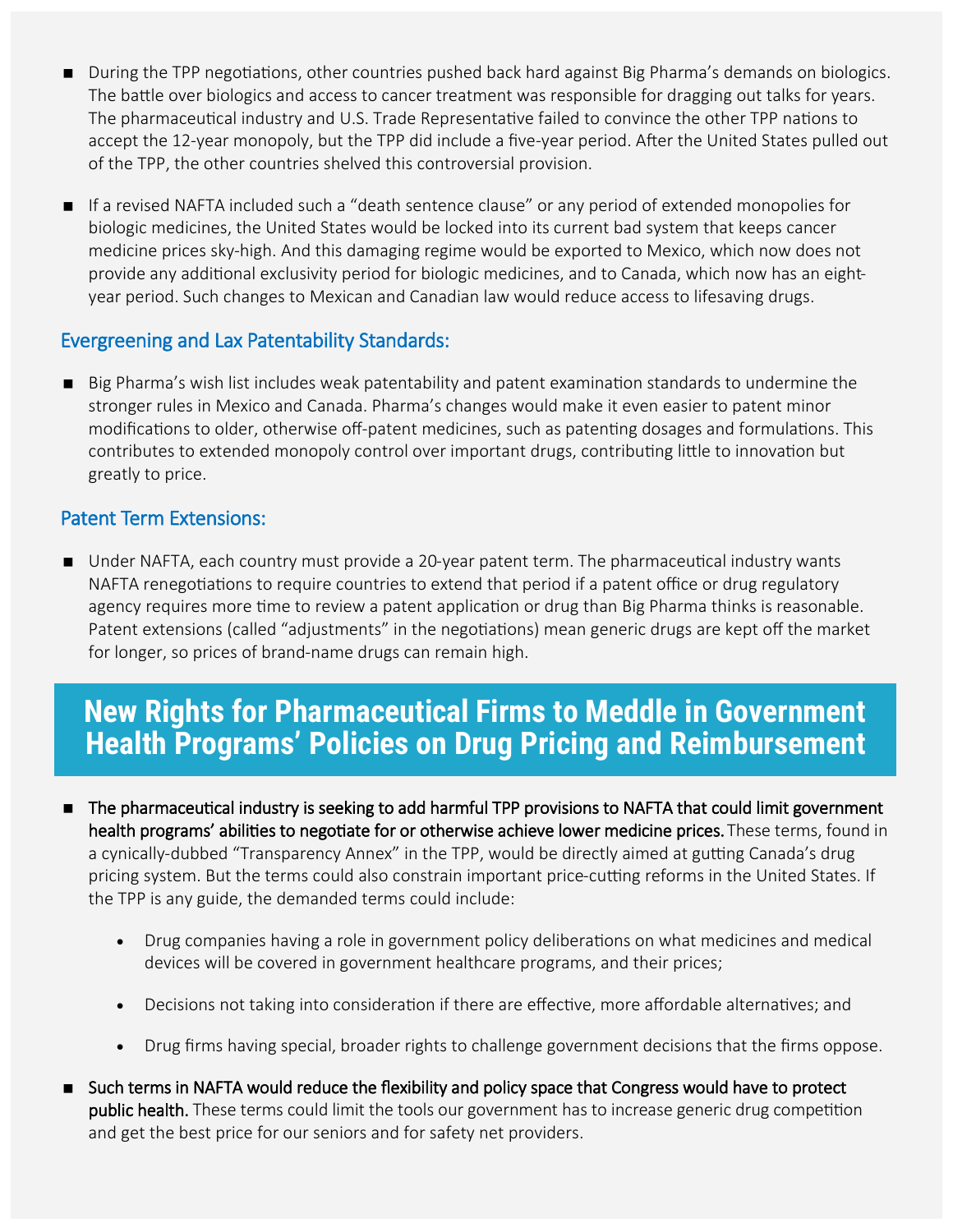- During the TPP negotiations, other countries pushed back hard against Big Pharma's demands on biologics. The battle over biologics and access to cancer treatment was responsible for dragging out talks for years. The pharmaceutical industry and U.S. Trade Representative failed to convince the other TPP nations to accept the 12-year monopoly, but the TPP did include a five-year period. After the United States pulled out of the TPP, the other countries shelved this controversial provision.

- If a revised NAFTA included such a "death sentence clause" or any period of extended monopolies for biologic medicines, the United States would be locked into its current bad system that keeps cancer medicine prices sky-high. And this damaging regime would be exported to Mexico, which now does not provide any additional exclusivity period for biologic medicines, and to Canada, which now has an eight-year period. Such changes to Mexican and Canadian law would reduce access to lifesaving drugs.

### Evergreening and Lax Patentability Standards:

- Big Pharma's wish list includes weak patentability and patent examination standards to undermine the stronger rules in Mexico and Canada. Pharma's changes would make it even easier to patent minor modifications to older, otherwise off-patent medicines, such as patenting dosages and formulations. This contributes to extended monopoly control over important drugs, contributing little to innovation but greatly to price.

### Patent Term Extensions:

- Under NAFTA, each country must provide a 20-year patent term. The pharmaceutical industry wants NAFTA renegotiations to require countries to extend that period if a patent office or drug regulatory agency requires more time to review a patent application or drug than Big Pharma thinks is reasonable. Patent extensions (called "adjustments" in the negotiations) mean generic drugs are kept off the market for longer, so prices of brand-name drugs can remain high.

## New Rights for Pharmaceutical Firms to Meddle in Government Health Programs' Policies on Drug Pricing and Reimbursement

- **The pharmaceutical industry is seeking to add harmful TPP provisions to NAFTA that could limit government health programs' abilities to negotiate for or otherwise achieve lower medicine prices.** These terms, found in a cynically-dubbed "Transparency Annex" in the TPP, would be directly aimed at gutting Canada's drug pricing system. But the terms could also constrain important price-cutting reforms in the United States. If the TPP is any guide, the demanded terms could include:

  - Drug companies having a role in government policy deliberations on what medicines and medical devices will be covered in government healthcare programs, and their prices;
  - Decisions not taking into consideration if there are effective, more affordable alternatives; and
  - Drug firms having special, broader rights to challenge government decisions that the firms oppose.

- **Such terms in NAFTA would reduce the flexibility and policy space that Congress would have to protect public health.** These terms could limit the tools our government has to increase generic drug competition and get the best price for our seniors and for safety net providers.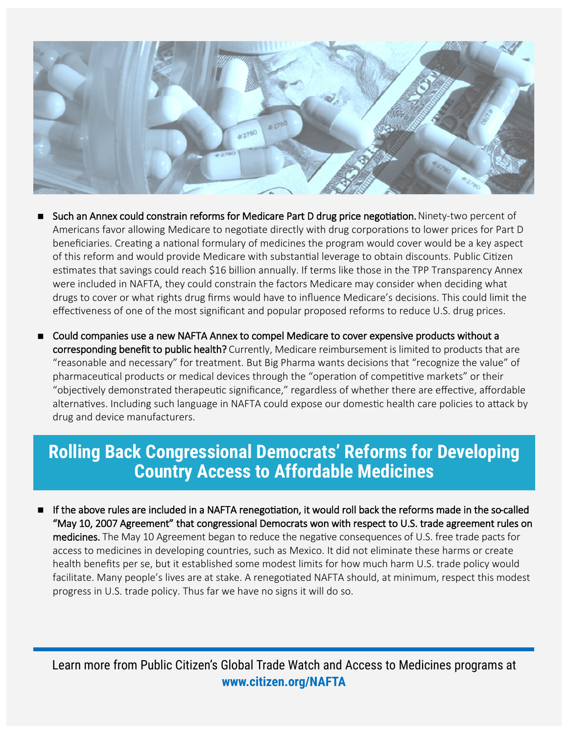- **Such an Annex could constrain reforms for Medicare Part D drug price negotiation.** Ninety-two percent of Americans favor allowing Medicare to negotiate directly with drug corporations to lower prices for Part D beneficiaries. Creating a national formulary of medicines the program would cover would be a key aspect of this reform and would provide Medicare with substantial leverage to obtain discounts. Public Citizen estimates that savings could reach $16 billion annually. If terms like those in the TPP Transparency Annex were included in NAFTA, they could constrain the factors Medicare may consider when deciding what drugs to cover or what rights drug firms would have to influence Medicare's decisions. This could limit the effectiveness of one of the most significant and popular proposed reforms to reduce U.S. drug prices.

- **Could companies use a new NAFTA Annex to compel Medicare to cover expensive products without a corresponding benefit to public health?** Currently, Medicare reimbursement is limited to products that are "reasonable and necessary" for treatment. But Big Pharma wants decisions that "recognize the value" of pharmaceutical products or medical devices through the "operation of competitive markets" or their "objectively demonstrated therapeutic significance," regardless of whether there are effective, affordable alternatives. Including such language in NAFTA could expose our domestic health care policies to attack by drug and device manufacturers.

## Rolling Back Congressional Democrats' Reforms for Developing Country Access to Affordable Medicines

- **If the above rules are included in a NAFTA renegotiation, it would roll back the reforms made in the so-called "May 10, 2007 Agreement" that congressional Democrats won with respect to U.S. trade agreement rules on medicines.** The May 10 Agreement began to reduce the negative consequences of U.S. free trade pacts for access to medicines in developing countries, such as Mexico. It did not eliminate these harms or create health benefits per se, but it established some modest limits for how much harm U.S. trade policy would facilitate. Many people's lives are at stake. A renegotiated NAFTA should, at minimum, respect this modest progress in U.S. trade policy. Thus far we have no signs it will do so.

Learn more from Public Citizen's Global Trade Watch and Access to Medicines programs at **www.citizen.org/NAFTA**